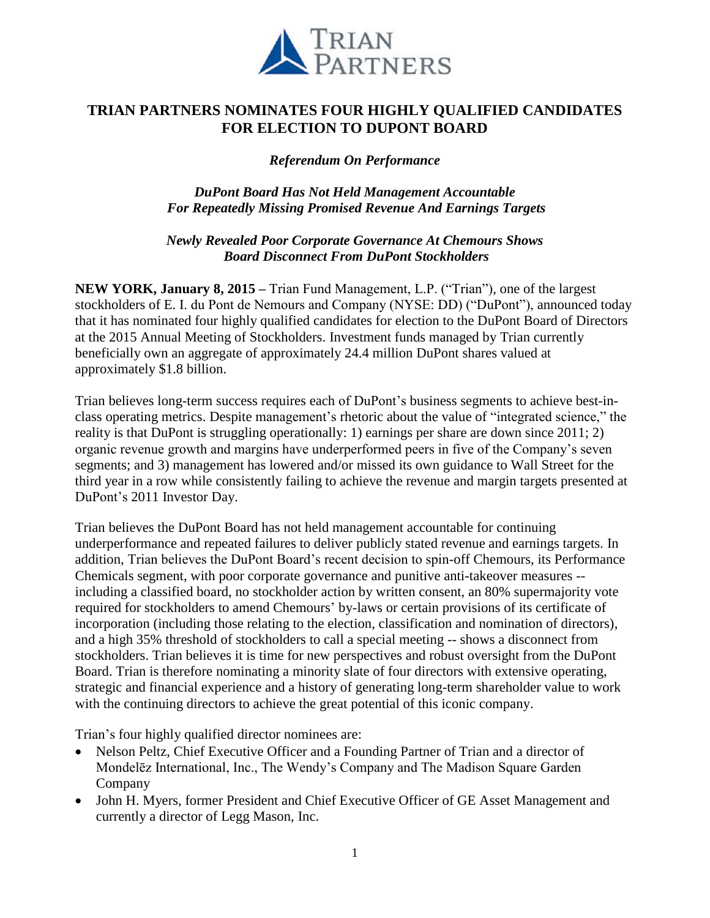# TRIAN PARTNERS NOMINATES FOUR HIGHLY QUALIFIED CANDIDATES FOR ELECTION TO DUPONT BOARD

***Referendum On Performance***

***DuPont Board Has Not Held Management Accountable For Repeatedly Missing Promised Revenue And Earnings Targets***

***Newly Revealed Poor Corporate Governance At Chemours Shows Board Disconnect From DuPont Stockholders***

**NEW YORK, January 8, 2015 –** Trian Fund Management, L.P. ("Trian"), one of the largest stockholders of E. I. du Pont de Nemours and Company (NYSE: DD) ("DuPont"), announced today that it has nominated four highly qualified candidates for election to the DuPont Board of Directors at the 2015 Annual Meeting of Stockholders. Investment funds managed by Trian currently beneficially own an aggregate of approximately 24.4 million DuPont shares valued at approximately $1.8 billion.

Trian believes long-term success requires each of DuPont's business segments to achieve best-in-class operating metrics. Despite management's rhetoric about the value of "integrated science," the reality is that DuPont is struggling operationally: 1) earnings per share are down since 2011; 2) organic revenue growth and margins have underperformed peers in five of the Company's seven segments; and 3) management has lowered and/or missed its own guidance to Wall Street for the third year in a row while consistently failing to achieve the revenue and margin targets presented at DuPont's 2011 Investor Day.

Trian believes the DuPont Board has not held management accountable for continuing underperformance and repeated failures to deliver publicly stated revenue and earnings targets. In addition, Trian believes the DuPont Board's recent decision to spin-off Chemours, its Performance Chemicals segment, with poor corporate governance and punitive anti-takeover measures -- including a classified board, no stockholder action by written consent, an 80% supermajority vote required for stockholders to amend Chemours' by-laws or certain provisions of its certificate of incorporation (including those relating to the election, classification and nomination of directors), and a high 35% threshold of stockholders to call a special meeting -- shows a disconnect from stockholders. Trian believes it is time for new perspectives and robust oversight from the DuPont Board. Trian is therefore nominating a minority slate of four directors with extensive operating, strategic and financial experience and a history of generating long-term shareholder value to work with the continuing directors to achieve the great potential of this iconic company.

Trian's four highly qualified director nominees are:

- Nelson Peltz, Chief Executive Officer and a Founding Partner of Trian and a director of Mondelēz International, Inc., The Wendy's Company and The Madison Square Garden Company
- John H. Myers, former President and Chief Executive Officer of GE Asset Management and currently a director of Legg Mason, Inc.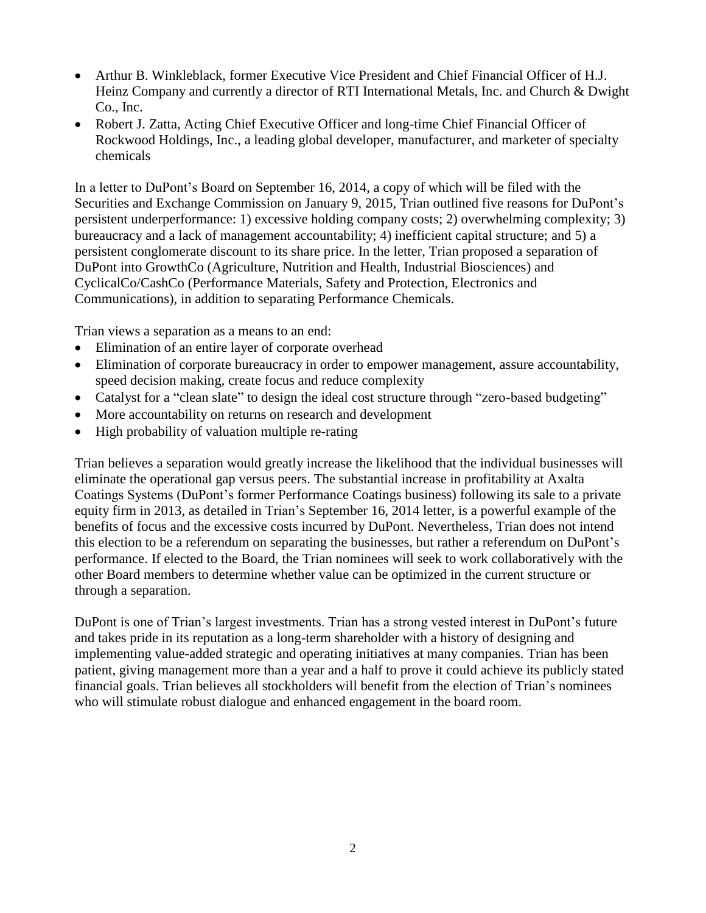- Arthur B. Winkleblack, former Executive Vice President and Chief Financial Officer of H.J. Heinz Company and currently a director of RTI International Metals, Inc. and Church & Dwight Co., Inc.
- Robert J. Zatta, Acting Chief Executive Officer and long-time Chief Financial Officer of Rockwood Holdings, Inc., a leading global developer, manufacturer, and marketer of specialty chemicals

In a letter to DuPont's Board on September 16, 2014, a copy of which will be filed with the Securities and Exchange Commission on January 9, 2015, Trian outlined five reasons for DuPont's persistent underperformance: 1) excessive holding company costs; 2) overwhelming complexity; 3) bureaucracy and a lack of management accountability; 4) inefficient capital structure; and 5) a persistent conglomerate discount to its share price. In the letter, Trian proposed a separation of DuPont into GrowthCo (Agriculture, Nutrition and Health, Industrial Biosciences) and CyclicalCo/CashCo (Performance Materials, Safety and Protection, Electronics and Communications), in addition to separating Performance Chemicals.

Trian views a separation as a means to an end:

- Elimination of an entire layer of corporate overhead
- Elimination of corporate bureaucracy in order to empower management, assure accountability, speed decision making, create focus and reduce complexity
- Catalyst for a "clean slate" to design the ideal cost structure through "zero-based budgeting"
- More accountability on returns on research and development
- High probability of valuation multiple re-rating

Trian believes a separation would greatly increase the likelihood that the individual businesses will eliminate the operational gap versus peers. The substantial increase in profitability at Axalta Coatings Systems (DuPont's former Performance Coatings business) following its sale to a private equity firm in 2013, as detailed in Trian's September 16, 2014 letter, is a powerful example of the benefits of focus and the excessive costs incurred by DuPont. Nevertheless, Trian does not intend this election to be a referendum on separating the businesses, but rather a referendum on DuPont's performance. If elected to the Board, the Trian nominees will seek to work collaboratively with the other Board members to determine whether value can be optimized in the current structure or through a separation.

DuPont is one of Trian's largest investments. Trian has a strong vested interest in DuPont's future and takes pride in its reputation as a long-term shareholder with a history of designing and implementing value-added strategic and operating initiatives at many companies. Trian has been patient, giving management more than a year and a half to prove it could achieve its publicly stated financial goals. Trian believes all stockholders will benefit from the election of Trian's nominees who will stimulate robust dialogue and enhanced engagement in the board room.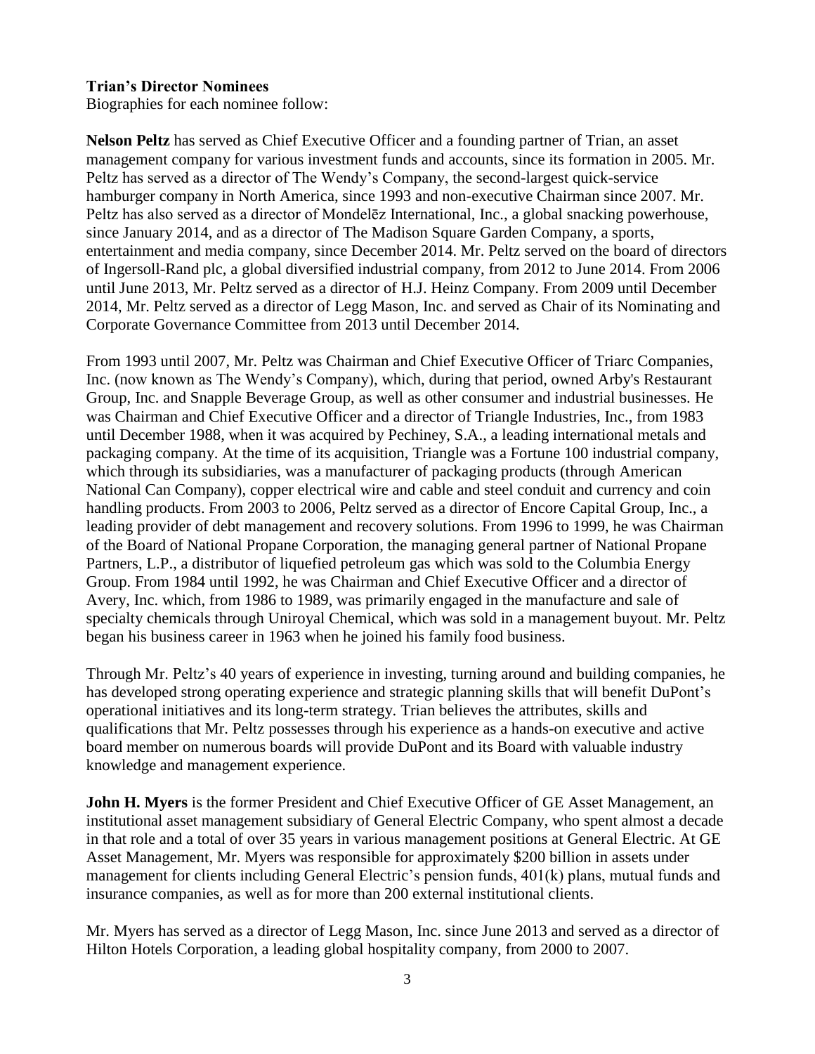**Trian's Director Nominees**

Biographies for each nominee follow:

**Nelson Peltz** has served as Chief Executive Officer and a founding partner of Trian, an asset management company for various investment funds and accounts, since its formation in 2005. Mr. Peltz has served as a director of The Wendy's Company, the second-largest quick-service hamburger company in North America, since 1993 and non-executive Chairman since 2007. Mr. Peltz has also served as a director of Mondelēz International, Inc., a global snacking powerhouse, since January 2014, and as a director of The Madison Square Garden Company, a sports, entertainment and media company, since December 2014. Mr. Peltz served on the board of directors of Ingersoll-Rand plc, a global diversified industrial company, from 2012 to June 2014. From 2006 until June 2013, Mr. Peltz served as a director of H.J. Heinz Company. From 2009 until December 2014, Mr. Peltz served as a director of Legg Mason, Inc. and served as Chair of its Nominating and Corporate Governance Committee from 2013 until December 2014.

From 1993 until 2007, Mr. Peltz was Chairman and Chief Executive Officer of Triarc Companies, Inc. (now known as The Wendy's Company), which, during that period, owned Arby's Restaurant Group, Inc. and Snapple Beverage Group, as well as other consumer and industrial businesses. He was Chairman and Chief Executive Officer and a director of Triangle Industries, Inc., from 1983 until December 1988, when it was acquired by Pechiney, S.A., a leading international metals and packaging company. At the time of its acquisition, Triangle was a Fortune 100 industrial company, which through its subsidiaries, was a manufacturer of packaging products (through American National Can Company), copper electrical wire and cable and steel conduit and currency and coin handling products. From 2003 to 2006, Peltz served as a director of Encore Capital Group, Inc., a leading provider of debt management and recovery solutions. From 1996 to 1999, he was Chairman of the Board of National Propane Corporation, the managing general partner of National Propane Partners, L.P., a distributor of liquefied petroleum gas which was sold to the Columbia Energy Group. From 1984 until 1992, he was Chairman and Chief Executive Officer and a director of Avery, Inc. which, from 1986 to 1989, was primarily engaged in the manufacture and sale of specialty chemicals through Uniroyal Chemical, which was sold in a management buyout. Mr. Peltz began his business career in 1963 when he joined his family food business.

Through Mr. Peltz's 40 years of experience in investing, turning around and building companies, he has developed strong operating experience and strategic planning skills that will benefit DuPont's operational initiatives and its long-term strategy. Trian believes the attributes, skills and qualifications that Mr. Peltz possesses through his experience as a hands-on executive and active board member on numerous boards will provide DuPont and its Board with valuable industry knowledge and management experience.

**John H. Myers** is the former President and Chief Executive Officer of GE Asset Management, an institutional asset management subsidiary of General Electric Company, who spent almost a decade in that role and a total of over 35 years in various management positions at General Electric. At GE Asset Management, Mr. Myers was responsible for approximately $200 billion in assets under management for clients including General Electric's pension funds, 401(k) plans, mutual funds and insurance companies, as well as for more than 200 external institutional clients.

Mr. Myers has served as a director of Legg Mason, Inc. since June 2013 and served as a director of Hilton Hotels Corporation, a leading global hospitality company, from 2000 to 2007.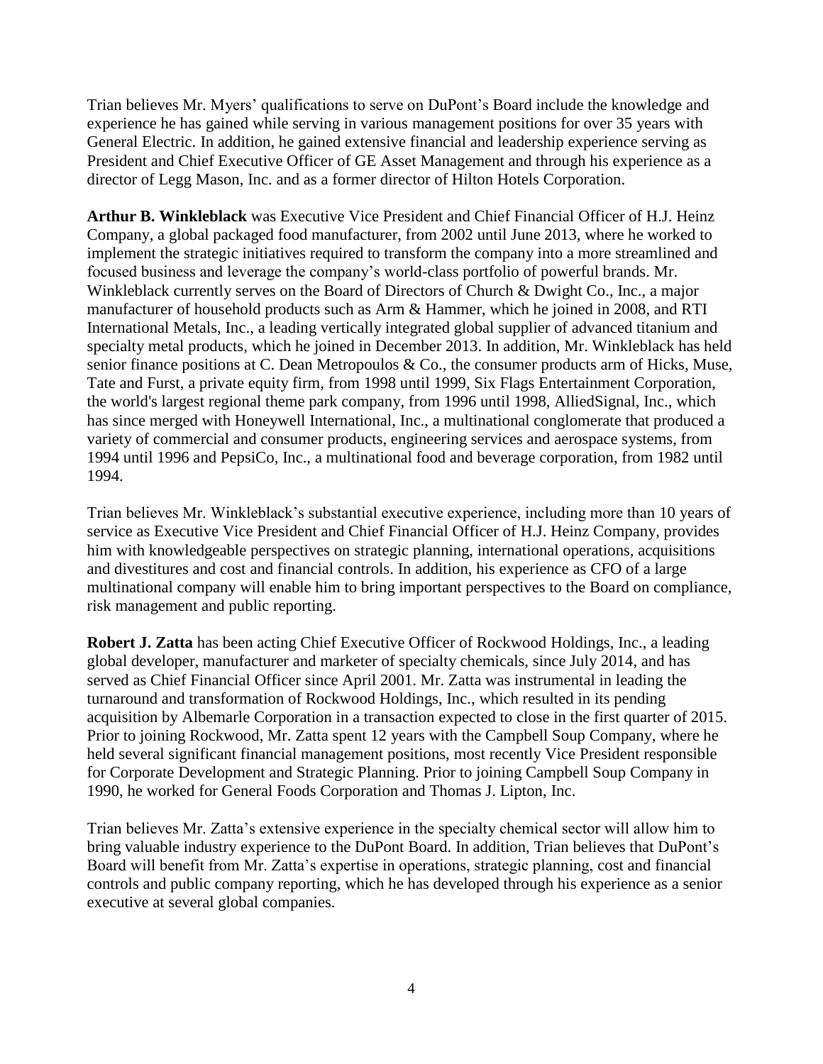Trian believes Mr. Myers' qualifications to serve on DuPont's Board include the knowledge and experience he has gained while serving in various management positions for over 35 years with General Electric. In addition, he gained extensive financial and leadership experience serving as President and Chief Executive Officer of GE Asset Management and through his experience as a director of Legg Mason, Inc. and as a former director of Hilton Hotels Corporation.

**Arthur B. Winkleblack** was Executive Vice President and Chief Financial Officer of H.J. Heinz Company, a global packaged food manufacturer, from 2002 until June 2013, where he worked to implement the strategic initiatives required to transform the company into a more streamlined and focused business and leverage the company's world-class portfolio of powerful brands. Mr. Winkleblack currently serves on the Board of Directors of Church & Dwight Co., Inc., a major manufacturer of household products such as Arm & Hammer, which he joined in 2008, and RTI International Metals, Inc., a leading vertically integrated global supplier of advanced titanium and specialty metal products, which he joined in December 2013. In addition, Mr. Winkleblack has held senior finance positions at C. Dean Metropoulos & Co., the consumer products arm of Hicks, Muse, Tate and Furst, a private equity firm, from 1998 until 1999, Six Flags Entertainment Corporation, the world's largest regional theme park company, from 1996 until 1998, AlliedSignal, Inc., which has since merged with Honeywell International, Inc., a multinational conglomerate that produced a variety of commercial and consumer products, engineering services and aerospace systems, from 1994 until 1996 and PepsiCo, Inc., a multinational food and beverage corporation, from 1982 until 1994.

Trian believes Mr. Winkleblack's substantial executive experience, including more than 10 years of service as Executive Vice President and Chief Financial Officer of H.J. Heinz Company, provides him with knowledgeable perspectives on strategic planning, international operations, acquisitions and divestitures and cost and financial controls. In addition, his experience as CFO of a large multinational company will enable him to bring important perspectives to the Board on compliance, risk management and public reporting.

**Robert J. Zatta** has been acting Chief Executive Officer of Rockwood Holdings, Inc., a leading global developer, manufacturer and marketer of specialty chemicals, since July 2014, and has served as Chief Financial Officer since April 2001. Mr. Zatta was instrumental in leading the turnaround and transformation of Rockwood Holdings, Inc., which resulted in its pending acquisition by Albemarle Corporation in a transaction expected to close in the first quarter of 2015. Prior to joining Rockwood, Mr. Zatta spent 12 years with the Campbell Soup Company, where he held several significant financial management positions, most recently Vice President responsible for Corporate Development and Strategic Planning. Prior to joining Campbell Soup Company in 1990, he worked for General Foods Corporation and Thomas J. Lipton, Inc.

Trian believes Mr. Zatta's extensive experience in the specialty chemical sector will allow him to bring valuable industry experience to the DuPont Board. In addition, Trian believes that DuPont's Board will benefit from Mr. Zatta's expertise in operations, strategic planning, cost and financial controls and public company reporting, which he has developed through his experience as a senior executive at several global companies.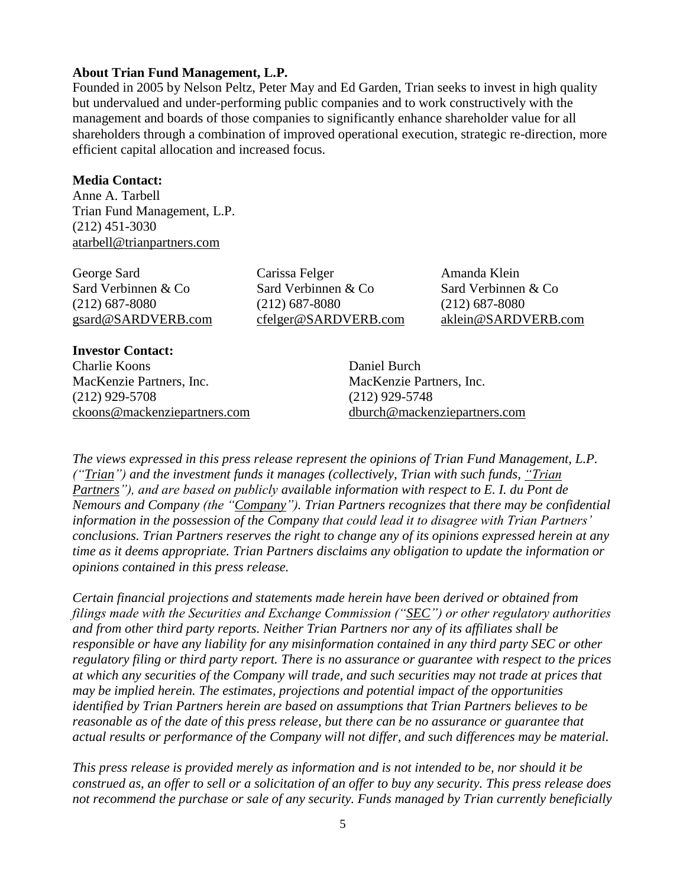**About Trian Fund Management, L.P.**

Founded in 2005 by Nelson Peltz, Peter May and Ed Garden, Trian seeks to invest in high quality but undervalued and under-performing public companies and to work constructively with the management and boards of those companies to significantly enhance shareholder value for all shareholders through a combination of improved operational execution, strategic re-direction, more efficient capital allocation and increased focus.

**Media Contact:**

Anne A. Tarbell
Trian Fund Management, L.P.
(212) 451-3030
atarbell@trianpartners.com

George Sard
Sard Verbinnen & Co
(212) 687-8080
gsard@SARDVERB.com

Carissa Felger
Sard Verbinnen & Co
(212) 687-8080
cfelger@SARDVERB.com

Amanda Klein
Sard Verbinnen & Co
(212) 687-8080
aklein@SARDVERB.com

**Investor Contact:**

Charlie Koons
MacKenzie Partners, Inc.
(212) 929-5708
ckoons@mackenziepartners.com

Daniel Burch
MacKenzie Partners, Inc.
(212) 929-5748
dburch@mackenziepartners.com

*The views expressed in this press release represent the opinions of Trian Fund Management, L.P. ("Trian") and the investment funds it manages (collectively, Trian with such funds, "Trian Partners"), and are based on publicly available information with respect to E. I. du Pont de Nemours and Company (the "Company"). Trian Partners recognizes that there may be confidential information in the possession of the Company that could lead it to disagree with Trian Partners' conclusions. Trian Partners reserves the right to change any of its opinions expressed herein at any time as it deems appropriate. Trian Partners disclaims any obligation to update the information or opinions contained in this press release.*

*Certain financial projections and statements made herein have been derived or obtained from filings made with the Securities and Exchange Commission ("SEC") or other regulatory authorities and from other third party reports. Neither Trian Partners nor any of its affiliates shall be responsible or have any liability for any misinformation contained in any third party SEC or other regulatory filing or third party report. There is no assurance or guarantee with respect to the prices at which any securities of the Company will trade, and such securities may not trade at prices that may be implied herein. The estimates, projections and potential impact of the opportunities identified by Trian Partners herein are based on assumptions that Trian Partners believes to be reasonable as of the date of this press release, but there can be no assurance or guarantee that actual results or performance of the Company will not differ, and such differences may be material.*

*This press release is provided merely as information and is not intended to be, nor should it be construed as, an offer to sell or a solicitation of an offer to buy any security. This press release does not recommend the purchase or sale of any security. Funds managed by Trian currently beneficially*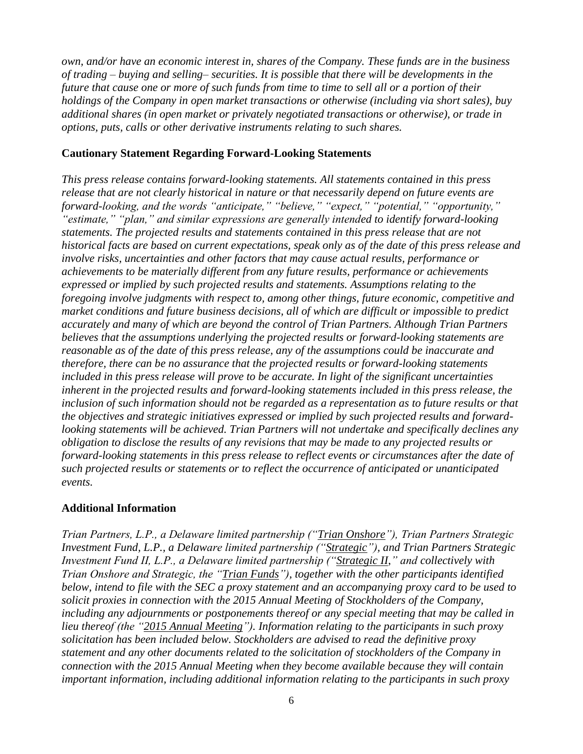*own, and/or have an economic interest in, shares of the Company. These funds are in the business of trading – buying and selling– securities. It is possible that there will be developments in the future that cause one or more of such funds from time to time to sell all or a portion of their holdings of the Company in open market transactions or otherwise (including via short sales), buy additional shares (in open market or privately negotiated transactions or otherwise), or trade in options, puts, calls or other derivative instruments relating to such shares.*

**Cautionary Statement Regarding Forward-Looking Statements**

*This press release contains forward-looking statements. All statements contained in this press release that are not clearly historical in nature or that necessarily depend on future events are forward-looking, and the words "anticipate," "believe," "expect," "potential," "opportunity," "estimate," "plan," and similar expressions are generally intended to identify forward-looking statements. The projected results and statements contained in this press release that are not historical facts are based on current expectations, speak only as of the date of this press release and involve risks, uncertainties and other factors that may cause actual results, performance or achievements to be materially different from any future results, performance or achievements expressed or implied by such projected results and statements. Assumptions relating to the foregoing involve judgments with respect to, among other things, future economic, competitive and market conditions and future business decisions, all of which are difficult or impossible to predict accurately and many of which are beyond the control of Trian Partners. Although Trian Partners believes that the assumptions underlying the projected results or forward-looking statements are reasonable as of the date of this press release, any of the assumptions could be inaccurate and therefore, there can be no assurance that the projected results or forward-looking statements included in this press release will prove to be accurate. In light of the significant uncertainties inherent in the projected results and forward-looking statements included in this press release, the inclusion of such information should not be regarded as a representation as to future results or that the objectives and strategic initiatives expressed or implied by such projected results and forward-looking statements will be achieved. Trian Partners will not undertake and specifically declines any obligation to disclose the results of any revisions that may be made to any projected results or forward-looking statements in this press release to reflect events or circumstances after the date of such projected results or statements or to reflect the occurrence of anticipated or unanticipated events.*

**Additional Information**

*Trian Partners, L.P., a Delaware limited partnership ("Trian Onshore"), Trian Partners Strategic Investment Fund, L.P., a Delaware limited partnership ("Strategic"), and Trian Partners Strategic Investment Fund II, L.P., a Delaware limited partnership ("Strategic II," and collectively with Trian Onshore and Strategic, the "Trian Funds"), together with the other participants identified below, intend to file with the SEC a proxy statement and an accompanying proxy card to be used to solicit proxies in connection with the 2015 Annual Meeting of Stockholders of the Company, including any adjournments or postponements thereof or any special meeting that may be called in lieu thereof (the "2015 Annual Meeting"). Information relating to the participants in such proxy solicitation has been included below. Stockholders are advised to read the definitive proxy statement and any other documents related to the solicitation of stockholders of the Company in connection with the 2015 Annual Meeting when they become available because they will contain important information, including additional information relating to the participants in such proxy*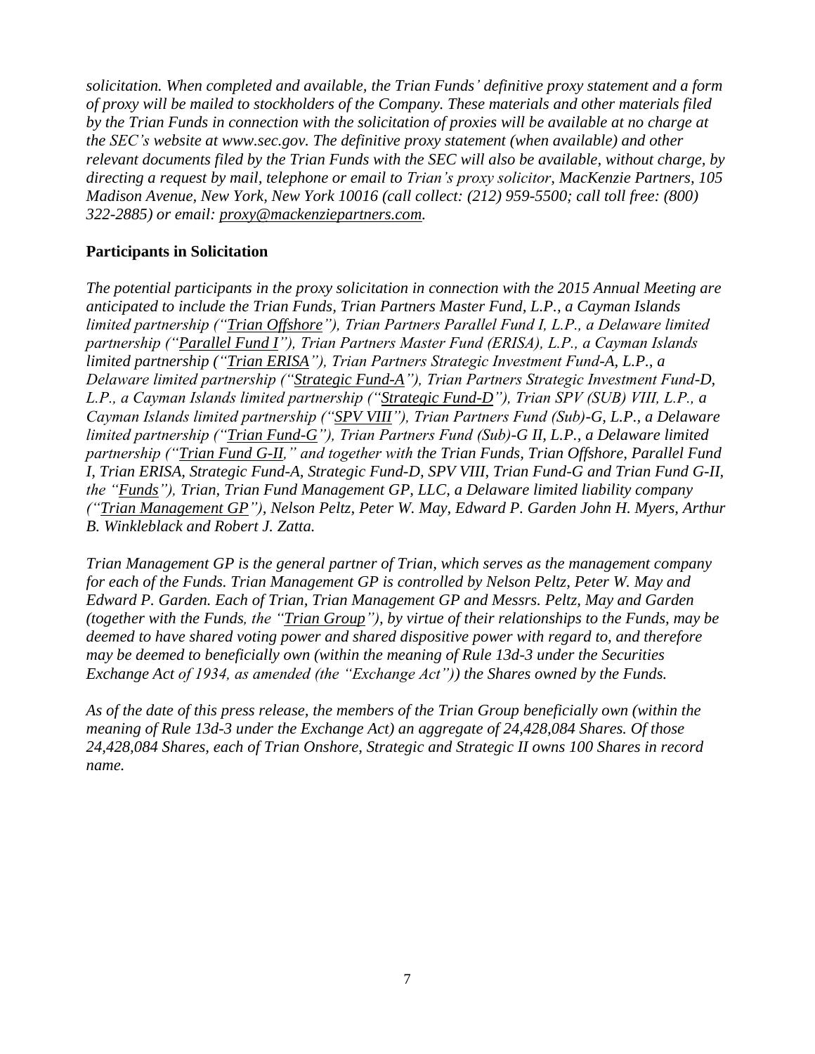*solicitation. When completed and available, the Trian Funds' definitive proxy statement and a form of proxy will be mailed to stockholders of the Company. These materials and other materials filed by the Trian Funds in connection with the solicitation of proxies will be available at no charge at the SEC's website at www.sec.gov. The definitive proxy statement (when available) and other relevant documents filed by the Trian Funds with the SEC will also be available, without charge, by directing a request by mail, telephone or email to Trian's proxy solicitor, MacKenzie Partners, 105 Madison Avenue, New York, New York 10016 (call collect: (212) 959-5500; call toll free: (800) 322-2885) or email: proxy@mackenziepartners.com.*

**Participants in Solicitation**

*The potential participants in the proxy solicitation in connection with the 2015 Annual Meeting are anticipated to include the Trian Funds, Trian Partners Master Fund, L.P., a Cayman Islands limited partnership ("Trian Offshore"), Trian Partners Parallel Fund I, L.P., a Delaware limited partnership ("Parallel Fund I"), Trian Partners Master Fund (ERISA), L.P., a Cayman Islands limited partnership ("Trian ERISA"), Trian Partners Strategic Investment Fund-A, L.P., a Delaware limited partnership ("Strategic Fund-A"), Trian Partners Strategic Investment Fund-D, L.P., a Cayman Islands limited partnership ("Strategic Fund-D"), Trian SPV (SUB) VIII, L.P., a Cayman Islands limited partnership ("SPV VIII"), Trian Partners Fund (Sub)-G, L.P., a Delaware limited partnership ("Trian Fund-G"), Trian Partners Fund (Sub)-G II, L.P., a Delaware limited partnership ("Trian Fund G-II," and together with the Trian Funds, Trian Offshore, Parallel Fund I, Trian ERISA, Strategic Fund-A, Strategic Fund-D, SPV VIII, Trian Fund-G and Trian Fund G-II, the "Funds"), Trian, Trian Fund Management GP, LLC, a Delaware limited liability company ("Trian Management GP"), Nelson Peltz, Peter W. May, Edward P. Garden John H. Myers, Arthur B. Winkleblack and Robert J. Zatta.*

*Trian Management GP is the general partner of Trian, which serves as the management company for each of the Funds. Trian Management GP is controlled by Nelson Peltz, Peter W. May and Edward P. Garden. Each of Trian, Trian Management GP and Messrs. Peltz, May and Garden (together with the Funds, the "Trian Group"), by virtue of their relationships to the Funds, may be deemed to have shared voting power and shared dispositive power with regard to, and therefore may be deemed to beneficially own (within the meaning of Rule 13d-3 under the Securities Exchange Act of 1934, as amended (the "Exchange Act")) the Shares owned by the Funds.*

*As of the date of this press release, the members of the Trian Group beneficially own (within the meaning of Rule 13d-3 under the Exchange Act) an aggregate of 24,428,084 Shares. Of those 24,428,084 Shares, each of Trian Onshore, Strategic and Strategic II owns 100 Shares in record name.*